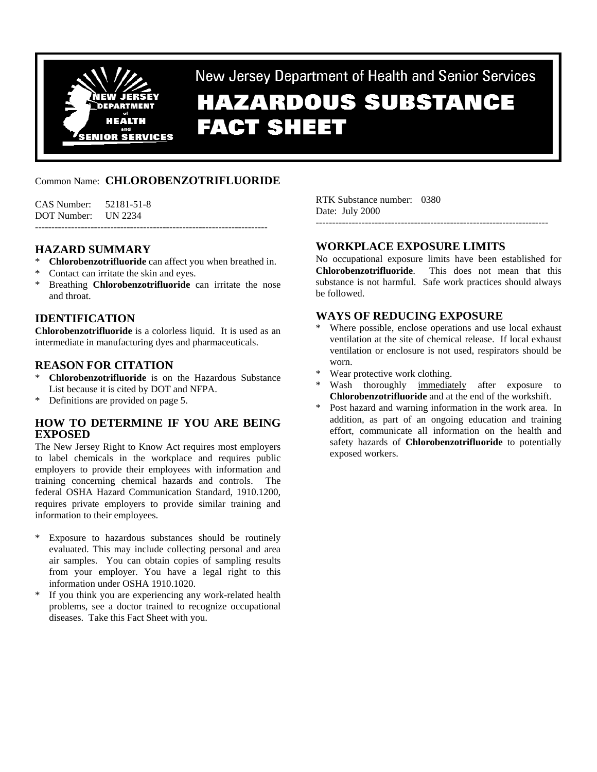New Jersey Department of Health and Senior Services

# HAZARDOUS SUBSTANCE FACT SHEET

Common Name: **CHLOROBENZOTRIFLUORIDE**

CAS Number: 52181-51-8
DOT Number: UN 2234

RTK Substance number: 0380
Date: July 2000

---

## HAZARD SUMMARY

* **Chlorobenzotrifluoride** can affect you when breathed in.
* Contact can irritate the skin and eyes.
* Breathing **Chlorobenzotrifluoride** can irritate the nose and throat.

## IDENTIFICATION

**Chlorobenzotrifluoride** is a colorless liquid. It is used as an intermediate in manufacturing dyes and pharmaceuticals.

## REASON FOR CITATION

* **Chlorobenzotrifluoride** is on the Hazardous Substance List because it is cited by DOT and NFPA.
* Definitions are provided on page 5.

## HOW TO DETERMINE IF YOU ARE BEING EXPOSED

The New Jersey Right to Know Act requires most employers to label chemicals in the workplace and requires public employers to provide their employees with information and training concerning chemical hazards and controls. The federal OSHA Hazard Communication Standard, 1910.1200, requires private employers to provide similar training and information to their employees.

* Exposure to hazardous substances should be routinely evaluated. This may include collecting personal and area air samples. You can obtain copies of sampling results from your employer. You have a legal right to this information under OSHA 1910.1020.
* If you think you are experiencing any work-related health problems, see a doctor trained to recognize occupational diseases. Take this Fact Sheet with you.

## WORKPLACE EXPOSURE LIMITS

No occupational exposure limits have been established for **Chlorobenzotrifluoride**. This does not mean that this substance is not harmful. Safe work practices should always be followed.

## WAYS OF REDUCING EXPOSURE

* Where possible, enclose operations and use local exhaust ventilation at the site of chemical release. If local exhaust ventilation or enclosure is not used, respirators should be worn.
* Wear protective work clothing.
* Wash thoroughly immediately after exposure to **Chlorobenzotrifluoride** and at the end of the workshift.
* Post hazard and warning information in the work area. In addition, as part of an ongoing education and training effort, communicate all information on the health and safety hazards of **Chlorobenzotrifluoride** to potentially exposed workers.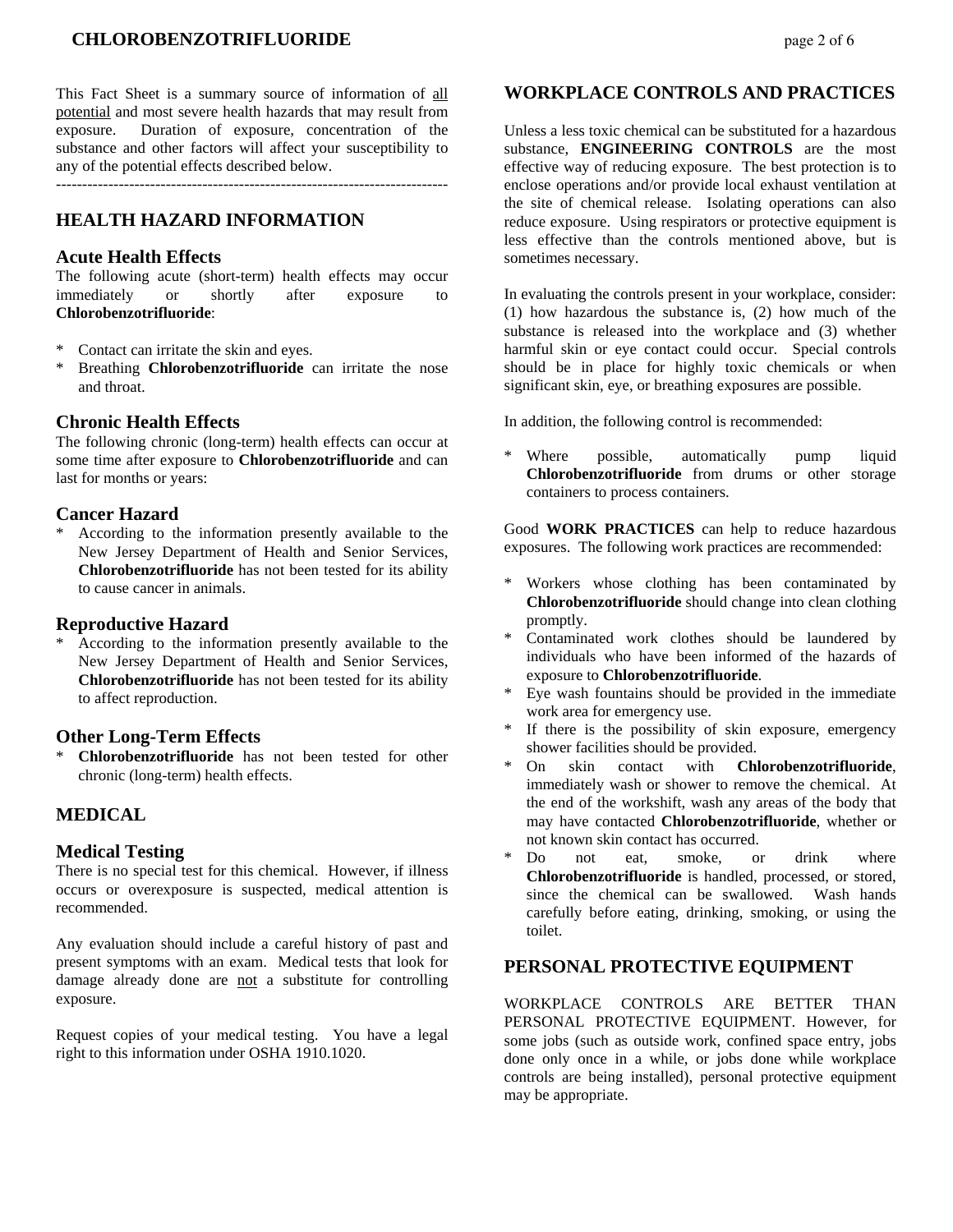This Fact Sheet is a summary source of information of all potential and most severe health hazards that may result from exposure. Duration of exposure, concentration of the substance and other factors will affect your susceptibility to any of the potential effects described below.

---

## HEALTH HAZARD INFORMATION

### Acute Health Effects

The following acute (short-term) health effects may occur immediately or shortly after exposure to **Chlorobenzotrifluoride**:

* Contact can irritate the skin and eyes.
* Breathing **Chlorobenzotrifluoride** can irritate the nose and throat.

### Chronic Health Effects

The following chronic (long-term) health effects can occur at some time after exposure to **Chlorobenzotrifluoride** and can last for months or years:

### Cancer Hazard

* According to the information presently available to the New Jersey Department of Health and Senior Services, **Chlorobenzotrifluoride** has not been tested for its ability to cause cancer in animals.

### Reproductive Hazard

* According to the information presently available to the New Jersey Department of Health and Senior Services, **Chlorobenzotrifluoride** has not been tested for its ability to affect reproduction.

### Other Long-Term Effects

* **Chlorobenzotrifluoride** has not been tested for other chronic (long-term) health effects.

## MEDICAL

### Medical Testing

There is no special test for this chemical. However, if illness occurs or overexposure is suspected, medical attention is recommended.

Any evaluation should include a careful history of past and present symptoms with an exam. Medical tests that look for damage already done are not a substitute for controlling exposure.

Request copies of your medical testing. You have a legal right to this information under OSHA 1910.1020.

## WORKPLACE CONTROLS AND PRACTICES

Unless a less toxic chemical can be substituted for a hazardous substance, **ENGINEERING CONTROLS** are the most effective way of reducing exposure. The best protection is to enclose operations and/or provide local exhaust ventilation at the site of chemical release. Isolating operations can also reduce exposure. Using respirators or protective equipment is less effective than the controls mentioned above, but is sometimes necessary.

In evaluating the controls present in your workplace, consider: (1) how hazardous the substance is, (2) how much of the substance is released into the workplace and (3) whether harmful skin or eye contact could occur. Special controls should be in place for highly toxic chemicals or when significant skin, eye, or breathing exposures are possible.

In addition, the following control is recommended:

* Where possible, automatically pump liquid **Chlorobenzotrifluoride** from drums or other storage containers to process containers.

Good **WORK PRACTICES** can help to reduce hazardous exposures. The following work practices are recommended:

* Workers whose clothing has been contaminated by **Chlorobenzotrifluoride** should change into clean clothing promptly.
* Contaminated work clothes should be laundered by individuals who have been informed of the hazards of exposure to **Chlorobenzotrifluoride**.
* Eye wash fountains should be provided in the immediate work area for emergency use.
* If there is the possibility of skin exposure, emergency shower facilities should be provided.
* On skin contact with **Chlorobenzotrifluoride**, immediately wash or shower to remove the chemical. At the end of the workshift, wash any areas of the body that may have contacted **Chlorobenzotrifluoride**, whether or not known skin contact has occurred.
* Do not eat, smoke, or drink where **Chlorobenzotrifluoride** is handled, processed, or stored, since the chemical can be swallowed. Wash hands carefully before eating, drinking, smoking, or using the toilet.

## PERSONAL PROTECTIVE EQUIPMENT

WORKPLACE CONTROLS ARE BETTER THAN PERSONAL PROTECTIVE EQUIPMENT. However, for some jobs (such as outside work, confined space entry, jobs done only once in a while, or jobs done while workplace controls are being installed), personal protective equipment may be appropriate.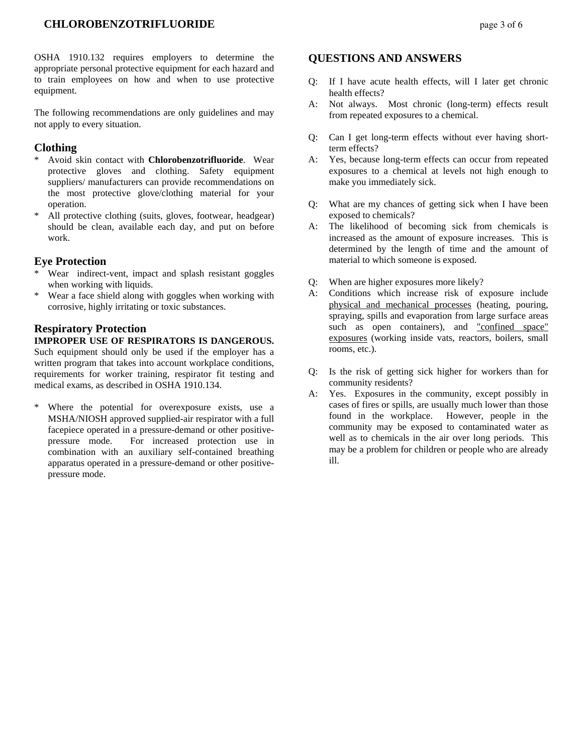OSHA 1910.132 requires employers to determine the appropriate personal protective equipment for each hazard and to train employees on how and when to use protective equipment.

The following recommendations are only guidelines and may not apply to every situation.

## Clothing

* Avoid skin contact with **Chlorobenzotrifluoride**. Wear protective gloves and clothing. Safety equipment suppliers/ manufacturers can provide recommendations on the most protective glove/clothing material for your operation.
* All protective clothing (suits, gloves, footwear, headgear) should be clean, available each day, and put on before work.

## Eye Protection

* Wear indirect-vent, impact and splash resistant goggles when working with liquids.
* Wear a face shield along with goggles when working with corrosive, highly irritating or toxic substances.

## Respiratory Protection

**IMPROPER USE OF RESPIRATORS IS DANGEROUS.** Such equipment should only be used if the employer has a written program that takes into account workplace conditions, requirements for worker training, respirator fit testing and medical exams, as described in OSHA 1910.134.

* Where the potential for overexposure exists, use a MSHA/NIOSH approved supplied-air respirator with a full facepiece operated in a pressure-demand or other positive-pressure mode. For increased protection use in combination with an auxiliary self-contained breathing apparatus operated in a pressure-demand or other positive-pressure mode.

## QUESTIONS AND ANSWERS

Q: If I have acute health effects, will I later get chronic health effects?
A: Not always. Most chronic (long-term) effects result from repeated exposures to a chemical.

Q: Can I get long-term effects without ever having short-term effects?
A: Yes, because long-term effects can occur from repeated exposures to a chemical at levels not high enough to make you immediately sick.

Q: What are my chances of getting sick when I have been exposed to chemicals?
A: The likelihood of becoming sick from chemicals is increased as the amount of exposure increases. This is determined by the length of time and the amount of material to which someone is exposed.

Q: When are higher exposures more likely?
A: Conditions which increase risk of exposure include <u>physical and mechanical processes</u> (heating, pouring, spraying, spills and evaporation from large surface areas such as open containers), and <u>"confined space" exposures</u> (working inside vats, reactors, boilers, small rooms, etc.).

Q: Is the risk of getting sick higher for workers than for community residents?
A: Yes. Exposures in the community, except possibly in cases of fires or spills, are usually much lower than those found in the workplace. However, people in the community may be exposed to contaminated water as well as to chemicals in the air over long periods. This may be a problem for children or people who are already ill.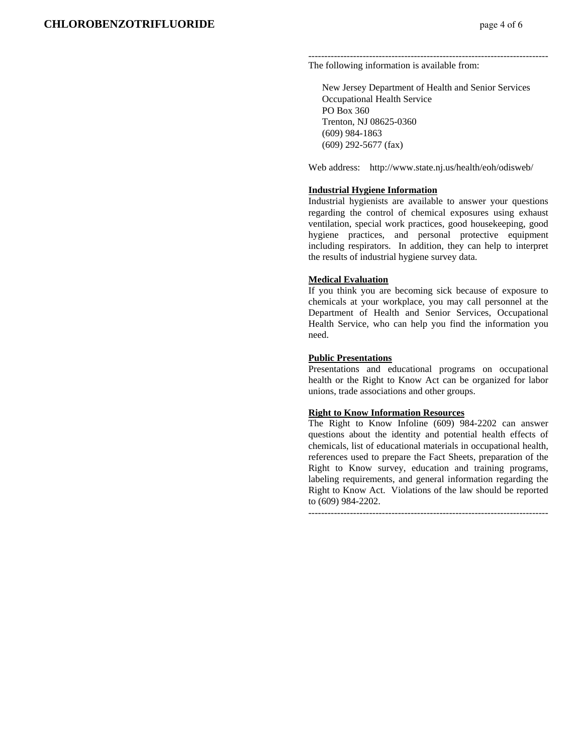---------------------------------------------------------------------------

The following information is available from:

New Jersey Department of Health and Senior Services
Occupational Health Service
PO Box 360
Trenton, NJ 08625-0360
(609) 984-1863
(609) 292-5677 (fax)

Web address: http://www.state.nj.us/health/eoh/odisweb/

**Industrial Hygiene Information**

Industrial hygienists are available to answer your questions regarding the control of chemical exposures using exhaust ventilation, special work practices, good housekeeping, good hygiene practices, and personal protective equipment including respirators. In addition, they can help to interpret the results of industrial hygiene survey data.

**Medical Evaluation**

If you think you are becoming sick because of exposure to chemicals at your workplace, you may call personnel at the Department of Health and Senior Services, Occupational Health Service, who can help you find the information you need.

**Public Presentations**

Presentations and educational programs on occupational health or the Right to Know Act can be organized for labor unions, trade associations and other groups.

**Right to Know Information Resources**

The Right to Know Infoline (609) 984-2202 can answer questions about the identity and potential health effects of chemicals, list of educational materials in occupational health, references used to prepare the Fact Sheets, preparation of the Right to Know survey, education and training programs, labeling requirements, and general information regarding the Right to Know Act. Violations of the law should be reported to (609) 984-2202.

---------------------------------------------------------------------------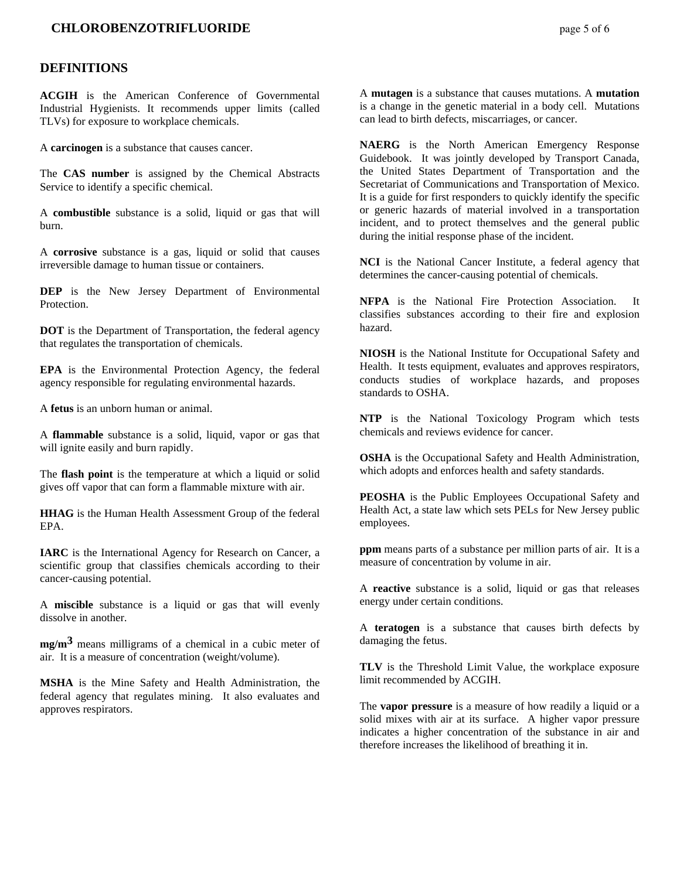## DEFINITIONS

**ACGIH** is the American Conference of Governmental Industrial Hygienists. It recommends upper limits (called TLVs) for exposure to workplace chemicals.

A **carcinogen** is a substance that causes cancer.

The **CAS number** is assigned by the Chemical Abstracts Service to identify a specific chemical.

A **combustible** substance is a solid, liquid or gas that will burn.

A **corrosive** substance is a gas, liquid or solid that causes irreversible damage to human tissue or containers.

**DEP** is the New Jersey Department of Environmental Protection.

**DOT** is the Department of Transportation, the federal agency that regulates the transportation of chemicals.

**EPA** is the Environmental Protection Agency, the federal agency responsible for regulating environmental hazards.

A **fetus** is an unborn human or animal.

A **flammable** substance is a solid, liquid, vapor or gas that will ignite easily and burn rapidly.

The **flash point** is the temperature at which a liquid or solid gives off vapor that can form a flammable mixture with air.

**HHAG** is the Human Health Assessment Group of the federal EPA.

**IARC** is the International Agency for Research on Cancer, a scientific group that classifies chemicals according to their cancer-causing potential.

A **miscible** substance is a liquid or gas that will evenly dissolve in another.

**mg/m$^3$** means milligrams of a chemical in a cubic meter of air. It is a measure of concentration (weight/volume).

**MSHA** is the Mine Safety and Health Administration, the federal agency that regulates mining. It also evaluates and approves respirators.

A **mutagen** is a substance that causes mutations. A **mutation** is a change in the genetic material in a body cell. Mutations can lead to birth defects, miscarriages, or cancer.

**NAERG** is the North American Emergency Response Guidebook. It was jointly developed by Transport Canada, the United States Department of Transportation and the Secretariat of Communications and Transportation of Mexico. It is a guide for first responders to quickly identify the specific or generic hazards of material involved in a transportation incident, and to protect themselves and the general public during the initial response phase of the incident.

**NCI** is the National Cancer Institute, a federal agency that determines the cancer-causing potential of chemicals.

**NFPA** is the National Fire Protection Association. It classifies substances according to their fire and explosion hazard.

**NIOSH** is the National Institute for Occupational Safety and Health. It tests equipment, evaluates and approves respirators, conducts studies of workplace hazards, and proposes standards to OSHA.

**NTP** is the National Toxicology Program which tests chemicals and reviews evidence for cancer.

**OSHA** is the Occupational Safety and Health Administration, which adopts and enforces health and safety standards.

**PEOSHA** is the Public Employees Occupational Safety and Health Act, a state law which sets PELs for New Jersey public employees.

**ppm** means parts of a substance per million parts of air. It is a measure of concentration by volume in air.

A **reactive** substance is a solid, liquid or gas that releases energy under certain conditions.

A **teratogen** is a substance that causes birth defects by damaging the fetus.

**TLV** is the Threshold Limit Value, the workplace exposure limit recommended by ACGIH.

The **vapor pressure** is a measure of how readily a liquid or a solid mixes with air at its surface. A higher vapor pressure indicates a higher concentration of the substance in air and therefore increases the likelihood of breathing it in.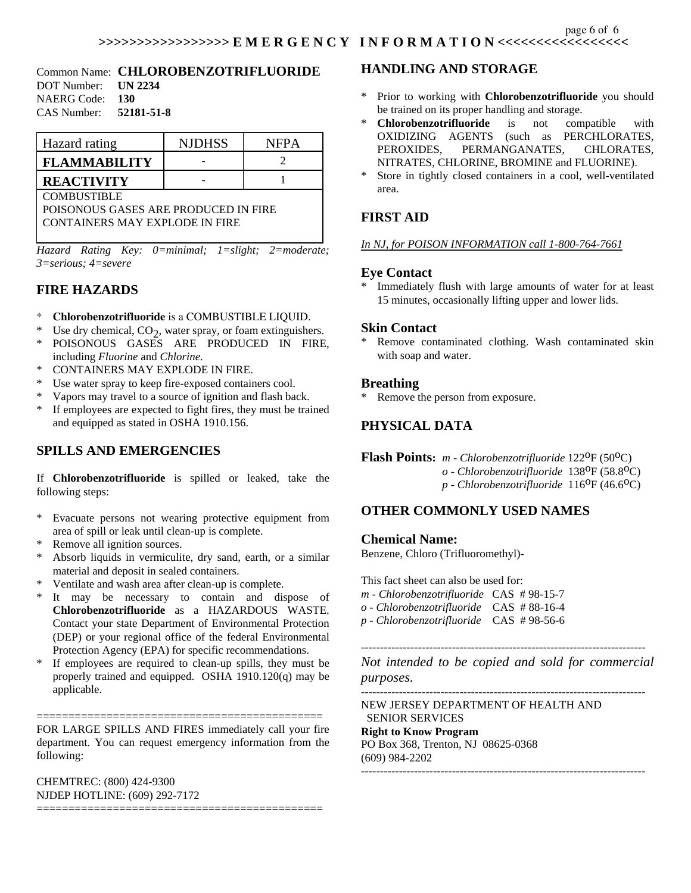# >>>>>>>>>>>>>>>>> E M E R G E N C Y   I N F O R M A T I O N <<<<<<<<<<<<<<<<<

Common Name: **CHLOROBENZOTRIFLUORIDE**
DOT Number: **UN 2234**
NAERG Code: **130**
CAS Number: **52181-51-8**

| Hazard rating | NJDHSS | NFPA |
|---|---|---|
| **FLAMMABILITY** | - | 2 |
| **REACTIVITY** | - | 1 |

COMBUSTIBLE
POISONOUS GASES ARE PRODUCED IN FIRE
CONTAINERS MAY EXPLODE IN FIRE

*Hazard Rating Key: 0=minimal; 1=slight; 2=moderate; 3=serious; 4=severe*

## FIRE HAZARDS

* **Chlorobenzotrifluoride** is a COMBUSTIBLE LIQUID.
* Use dry chemical, $CO_2$, water spray, or foam extinguishers.
* POISONOUS GASES ARE PRODUCED IN FIRE, including *Fluorine* and *Chlorine*.
* CONTAINERS MAY EXPLODE IN FIRE.
* Use water spray to keep fire-exposed containers cool.
* Vapors may travel to a source of ignition and flash back.
* If employees are expected to fight fires, they must be trained and equipped as stated in OSHA 1910.156.

## SPILLS AND EMERGENCIES

If **Chlorobenzotrifluoride** is spilled or leaked, take the following steps:

* Evacuate persons not wearing protective equipment from area of spill or leak until clean-up is complete.
* Remove all ignition sources.
* Absorb liquids in vermiculite, dry sand, earth, or a similar material and deposit in sealed containers.
* Ventilate and wash area after clean-up is complete.
* It may be necessary to contain and dispose of **Chlorobenzotrifluoride** as a HAZARDOUS WASTE. Contact your state Department of Environmental Protection (DEP) or your regional office of the federal Environmental Protection Agency (EPA) for specific recommendations.
* If employees are required to clean-up spills, they must be properly trained and equipped. OSHA 1910.120(q) may be applicable.

============================================

FOR LARGE SPILLS AND FIRES immediately call your fire department. You can request emergency information from the following:

CHEMTREC: (800) 424-9300
NJDEP HOTLINE: (609) 292-7172

============================================

## HANDLING AND STORAGE

* Prior to working with **Chlorobenzotrifluoride** you should be trained on its proper handling and storage.
* **Chlorobenzotrifluoride** is not compatible with OXIDIZING AGENTS (such as PERCHLORATES, PEROXIDES, PERMANGANATES, CHLORATES, NITRATES, CHLORINE, BROMINE and FLUORINE).
* Store in tightly closed containers in a cool, well-ventilated area.

## FIRST AID

*In NJ, for POISON INFORMATION call 1-800-764-7661*

### Eye Contact

* Immediately flush with large amounts of water for at least 15 minutes, occasionally lifting upper and lower lids.

### Skin Contact

* Remove contaminated clothing. Wash contaminated skin with soap and water.

### Breathing

* Remove the person from exposure.

## PHYSICAL DATA

**Flash Points:** *m - Chlorobenzotrifluoride* 122°F (50°C)
*o - Chlorobenzotrifluoride* 138°F (58.8°C)
*p - Chlorobenzotrifluoride* 116°F (46.6°C)

## OTHER COMMONLY USED NAMES

### Chemical Name:

Benzene, Chloro (Trifluoromethyl)-

This fact sheet can also be used for:
*m - Chlorobenzotrifluoride* CAS # 98-15-7
*o - Chlorobenzotrifluoride* CAS # 88-16-4
*p - Chlorobenzotrifluoride* CAS # 98-56-6

---

*Not intended to be copied and sold for commercial purposes.*

---

NEW JERSEY DEPARTMENT OF HEALTH AND SENIOR SERVICES
**Right to Know Program**
PO Box 368, Trenton, NJ 08625-0368
(609) 984-2202

---